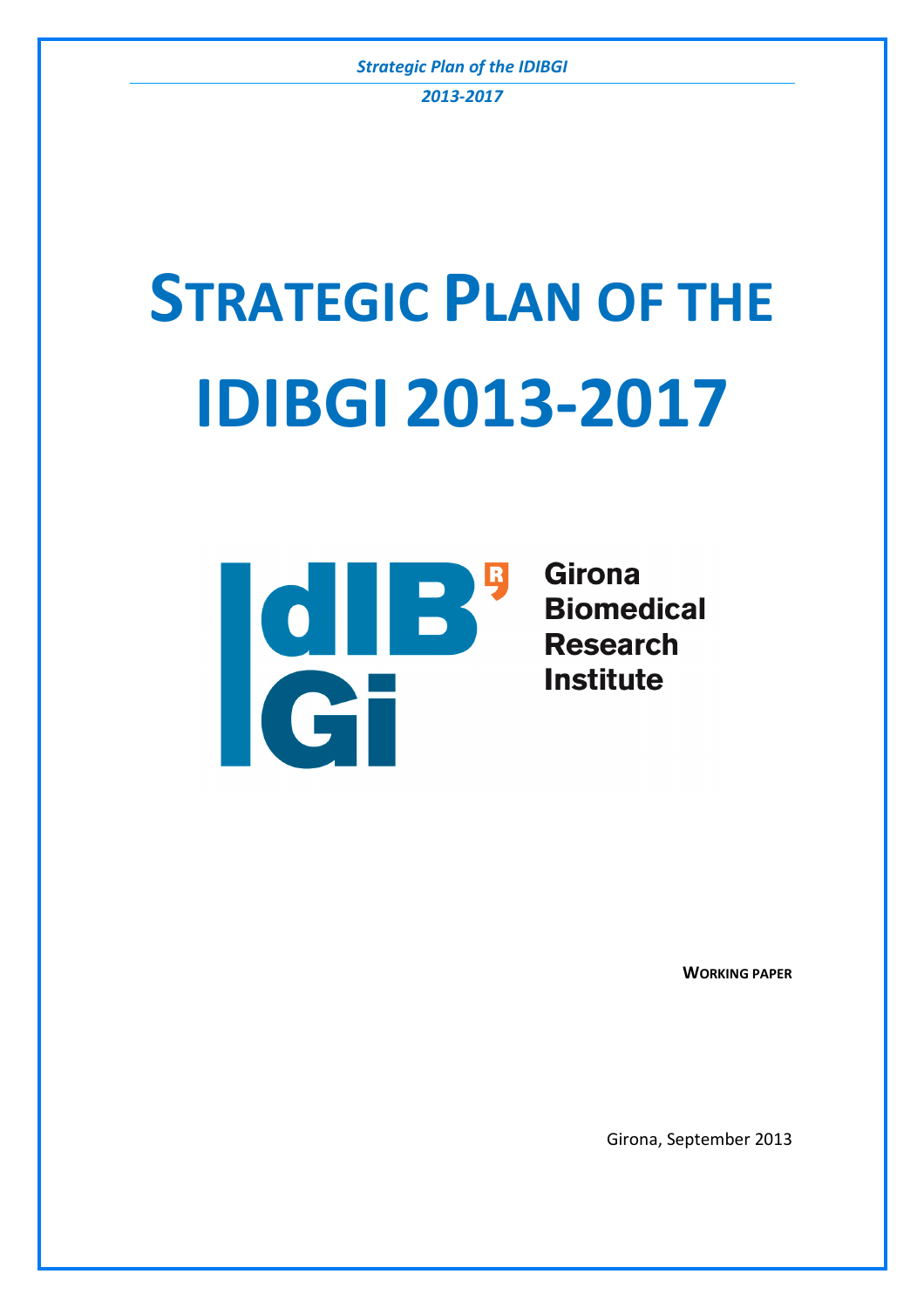# STRATEGIC PLAN OF THE IDIBGI 2013-2017

IdIBGi

Girona Biomedical Research Institute

**WORKING PAPER**

Girona, September 2013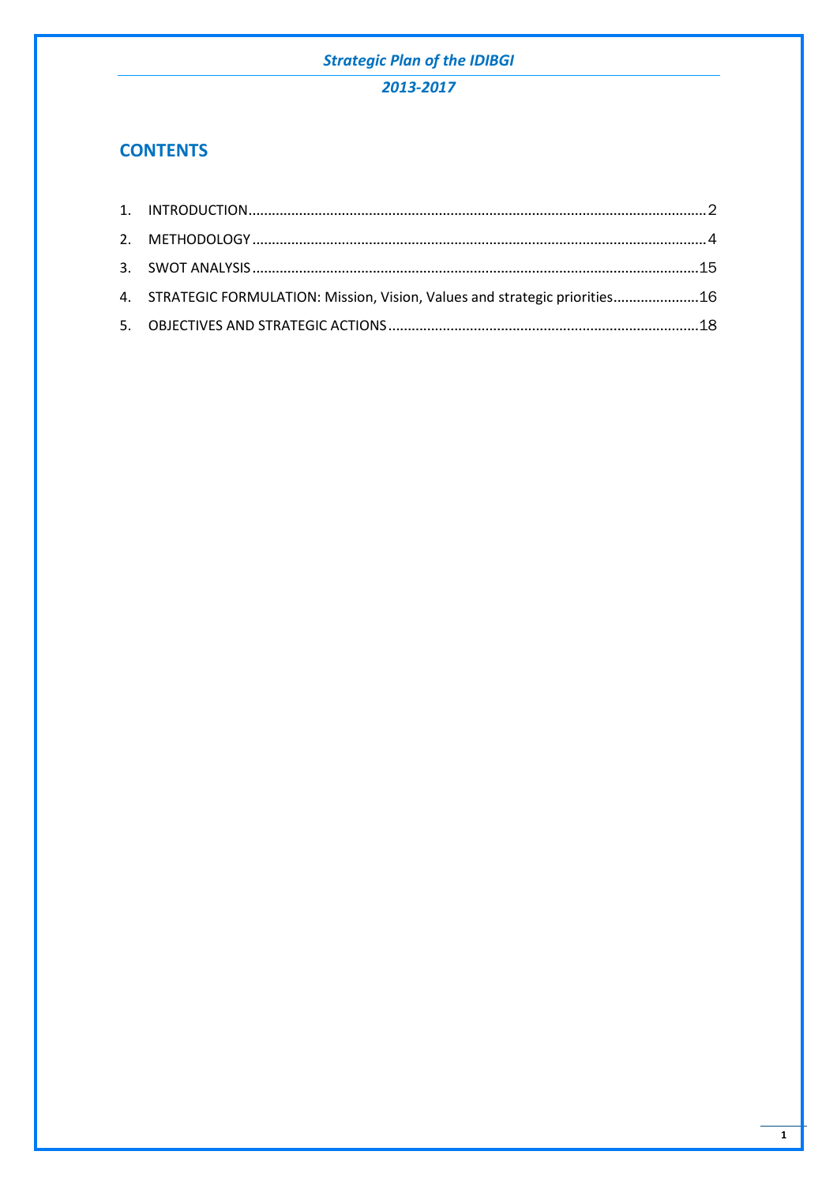## CONTENTS

1. INTRODUCTION....................................................................................................................2
2. METHODOLOGY....................................................................................................................4
3. SWOT ANALYSIS.................................................................................................................15
4. STRATEGIC FORMULATION: Mission, Vision, Values and strategic priorities......................16
5. OBJECTIVES AND STRATEGIC ACTIONS...............................................................................18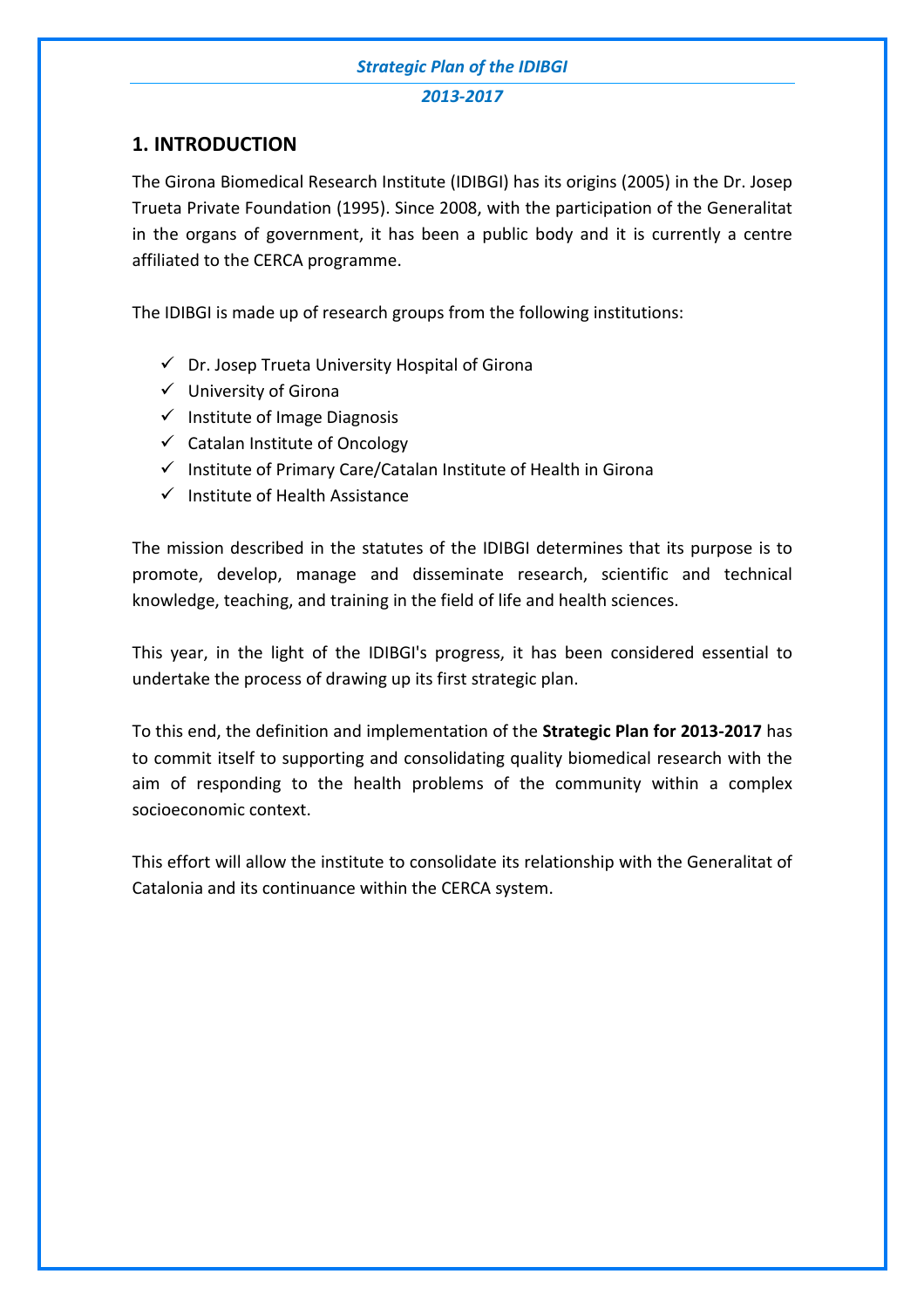## 1. INTRODUCTION

The Girona Biomedical Research Institute (IDIBGI) has its origins (2005) in the Dr. Josep Trueta Private Foundation (1995). Since 2008, with the participation of the Generalitat in the organs of government, it has been a public body and it is currently a centre affiliated to the CERCA programme.

The IDIBGI is made up of research groups from the following institutions:

- ✓ Dr. Josep Trueta University Hospital of Girona
- ✓ University of Girona
- ✓ Institute of Image Diagnosis
- ✓ Catalan Institute of Oncology
- ✓ Institute of Primary Care/Catalan Institute of Health in Girona
- ✓ Institute of Health Assistance

The mission described in the statutes of the IDIBGI determines that its purpose is to promote, develop, manage and disseminate research, scientific and technical knowledge, teaching, and training in the field of life and health sciences.

This year, in the light of the IDIBGI's progress, it has been considered essential to undertake the process of drawing up its first strategic plan.

To this end, the definition and implementation of the **Strategic Plan for 2013-2017** has to commit itself to supporting and consolidating quality biomedical research with the aim of responding to the health problems of the community within a complex socioeconomic context.

This effort will allow the institute to consolidate its relationship with the Generalitat of Catalonia and its continuance within the CERCA system.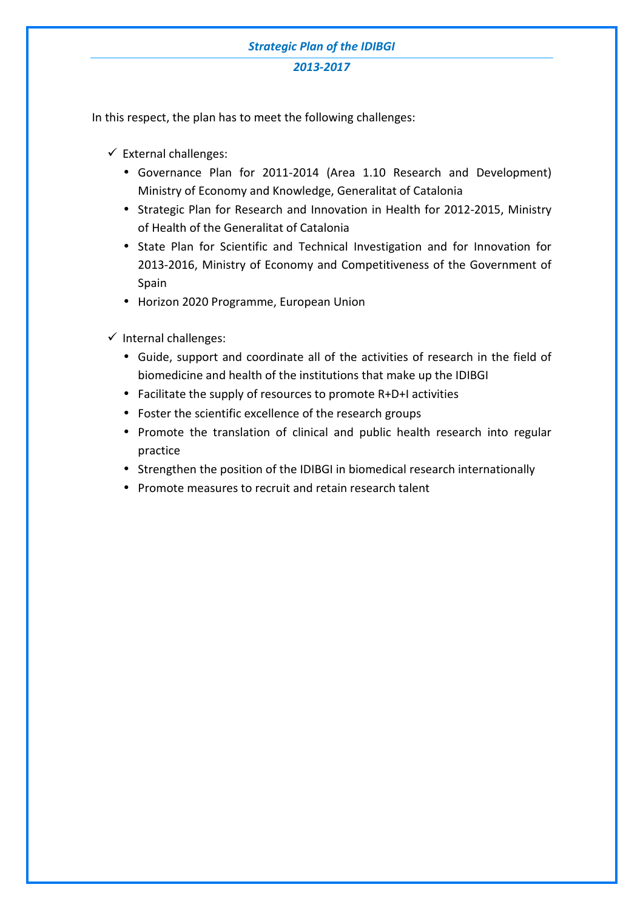In this respect, the plan has to meet the following challenges:

- ✓ External challenges:
  - Governance Plan for 2011-2014 (Area 1.10 Research and Development) Ministry of Economy and Knowledge, Generalitat of Catalonia
  - Strategic Plan for Research and Innovation in Health for 2012-2015, Ministry of Health of the Generalitat of Catalonia
  - State Plan for Scientific and Technical Investigation and for Innovation for 2013-2016, Ministry of Economy and Competitiveness of the Government of Spain
  - Horizon 2020 Programme, European Union

- ✓ Internal challenges:
  - Guide, support and coordinate all of the activities of research in the field of biomedicine and health of the institutions that make up the IDIBGI
  - Facilitate the supply of resources to promote R+D+I activities
  - Foster the scientific excellence of the research groups
  - Promote the translation of clinical and public health research into regular practice
  - Strengthen the position of the IDIBGI in biomedical research internationally
  - Promote measures to recruit and retain research talent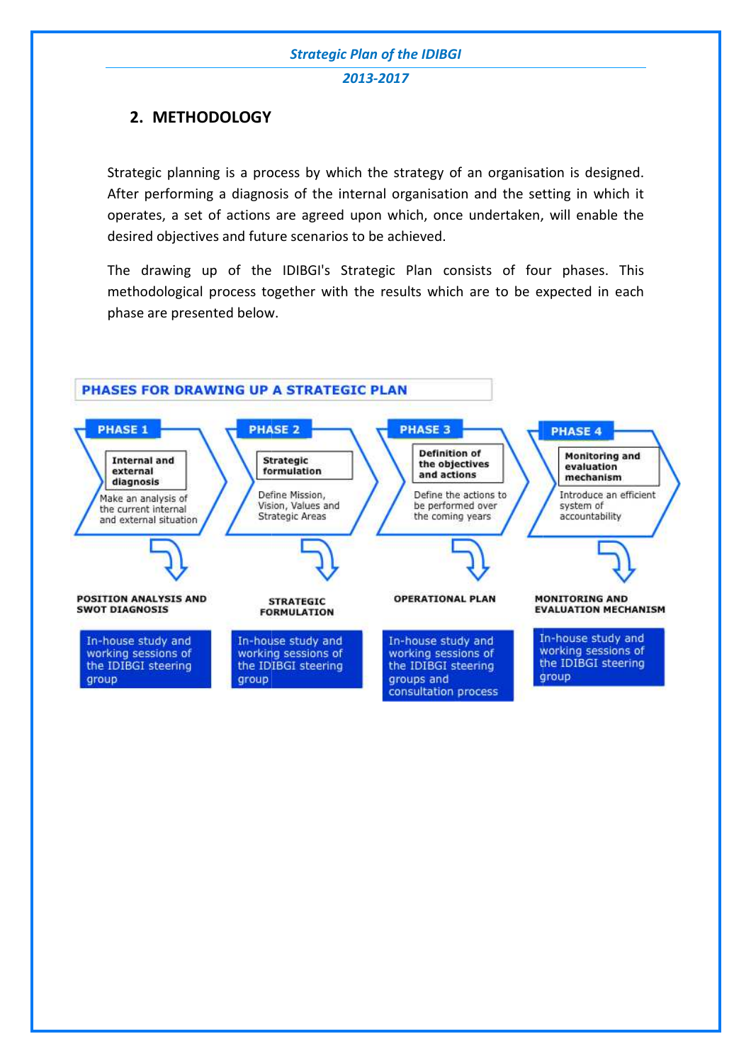## 2. METHODOLOGY

Strategic planning is a process by which the strategy of an organisation is designed. After performing a diagnosis of the internal organisation and the setting in which it operates, a set of actions are agreed upon which, once undertaken, will enable the desired objectives and future scenarios to be achieved.

The drawing up of the IDIBGI's Strategic Plan consists of four phases. This methodological process together with the results which are to be expected in each phase are presented below.

**PHASES FOR DRAWING UP A STRATEGIC PLAN**

**PHASE 1**

**Internal and external diagnosis**

Make an analysis of the current internal and external situation

**POSITION ANALYSIS AND SWOT DIAGNOSIS**

In-house study and working sessions of the IDIBGI steering group

**PHASE 2**

**Strategic formulation**

Define Mission, Vision, Values and Strategic Areas

**STRATEGIC FORMULATION**

In-house study and working sessions of the IDIBGI steering group

**PHASE 3**

**Definition of the objectives and actions**

Define the actions to be performed over the coming years

**OPERATIONAL PLAN**

In-house study and working sessions of the IDIBGI steering groups and consultation process

**PHASE 4**

**Monitoring and evaluation mechanism**

Introduce an efficient system of accountability

**MONITORING AND EVALUATION MECHANISM**

In-house study and working sessions of the IDIBGI steering group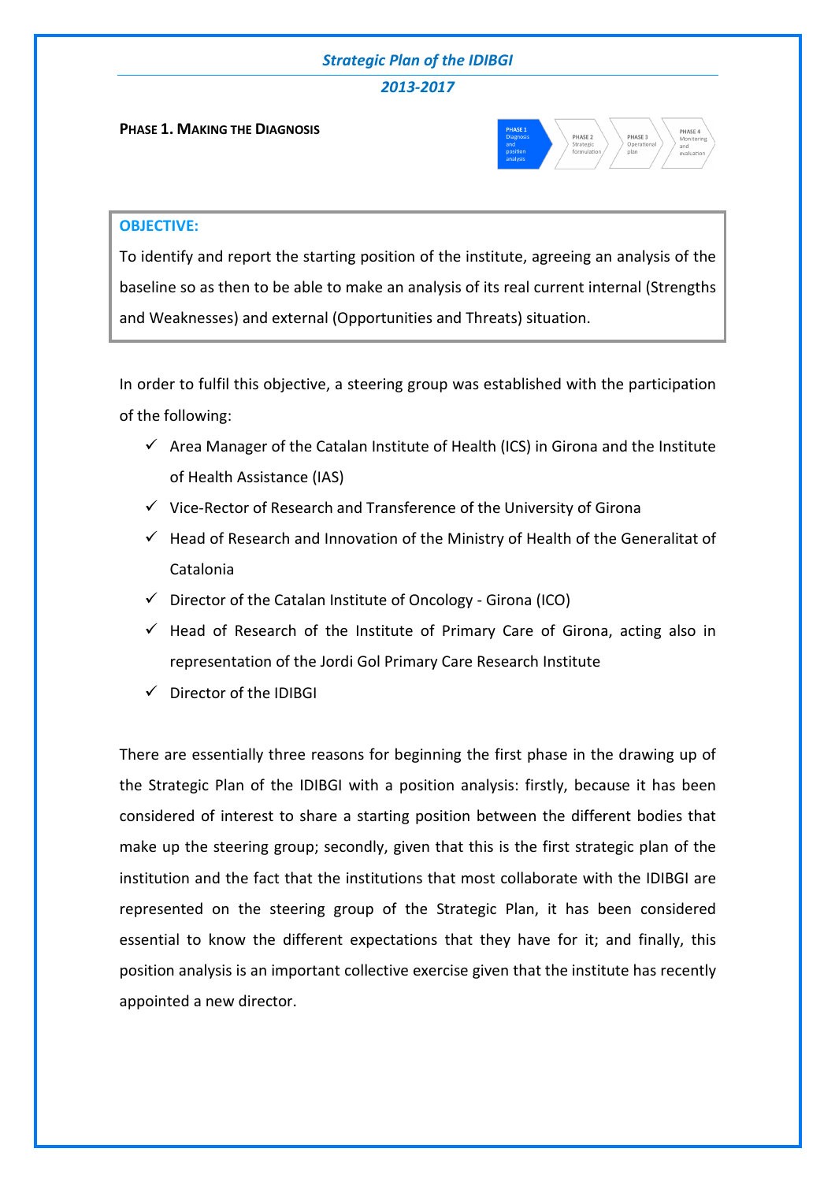## PHASE 1. MAKING THE DIAGNOSIS

PHASE 1 Diagnosis and position analysis

PHASE 2 Strategic formulation

PHASE 3 Operational plan

PHASE 4 Monitoring and evaluation

**OBJECTIVE:**

To identify and report the starting position of the institute, agreeing an analysis of the baseline so as then to be able to make an analysis of its real current internal (Strengths and Weaknesses) and external (Opportunities and Threats) situation.

In order to fulfil this objective, a steering group was established with the participation of the following:

- ✓ Area Manager of the Catalan Institute of Health (ICS) in Girona and the Institute of Health Assistance (IAS)
- ✓ Vice-Rector of Research and Transference of the University of Girona
- ✓ Head of Research and Innovation of the Ministry of Health of the Generalitat of Catalonia
- ✓ Director of the Catalan Institute of Oncology - Girona (ICO)
- ✓ Head of Research of the Institute of Primary Care of Girona, acting also in representation of the Jordi Gol Primary Care Research Institute
- ✓ Director of the IDIBGI

There are essentially three reasons for beginning the first phase in the drawing up of the Strategic Plan of the IDIBGI with a position analysis: firstly, because it has been considered of interest to share a starting position between the different bodies that make up the steering group; secondly, given that this is the first strategic plan of the institution and the fact that the institutions that most collaborate with the IDIBGI are represented on the steering group of the Strategic Plan, it has been considered essential to know the different expectations that they have for it; and finally, this position analysis is an important collective exercise given that the institute has recently appointed a new director.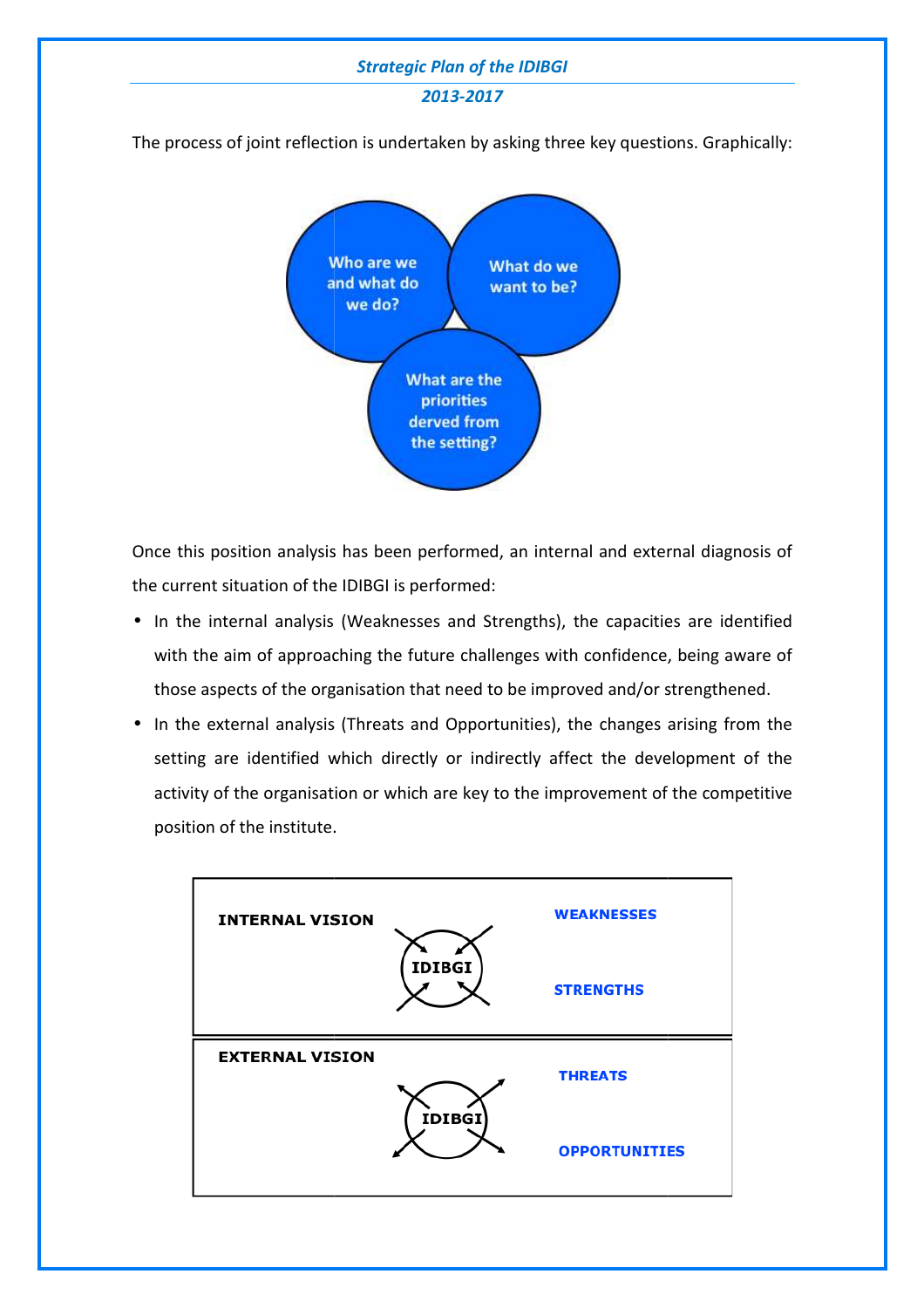The process of joint reflection is undertaken by asking three key questions. Graphically:

Who are we and what do we do?

What do we want to be?

What are the priorities derved from the setting?

Once this position analysis has been performed, an internal and external diagnosis of the current situation of the IDIBGI is performed:

- In the internal analysis (Weaknesses and Strengths), the capacities are identified with the aim of approaching the future challenges with confidence, being aware of those aspects of the organisation that need to be improved and/or strengthened.
- In the external analysis (Threats and Opportunities), the changes arising from the setting are identified which directly or indirectly affect the development of the activity of the organisation or which are key to the improvement of the competitive position of the institute.

INTERNAL VISION

IDIBGI

WEAKNESSES

STRENGTHS

EXTERNAL VISION

IDIBGI

THREATS

OPPORTUNITIES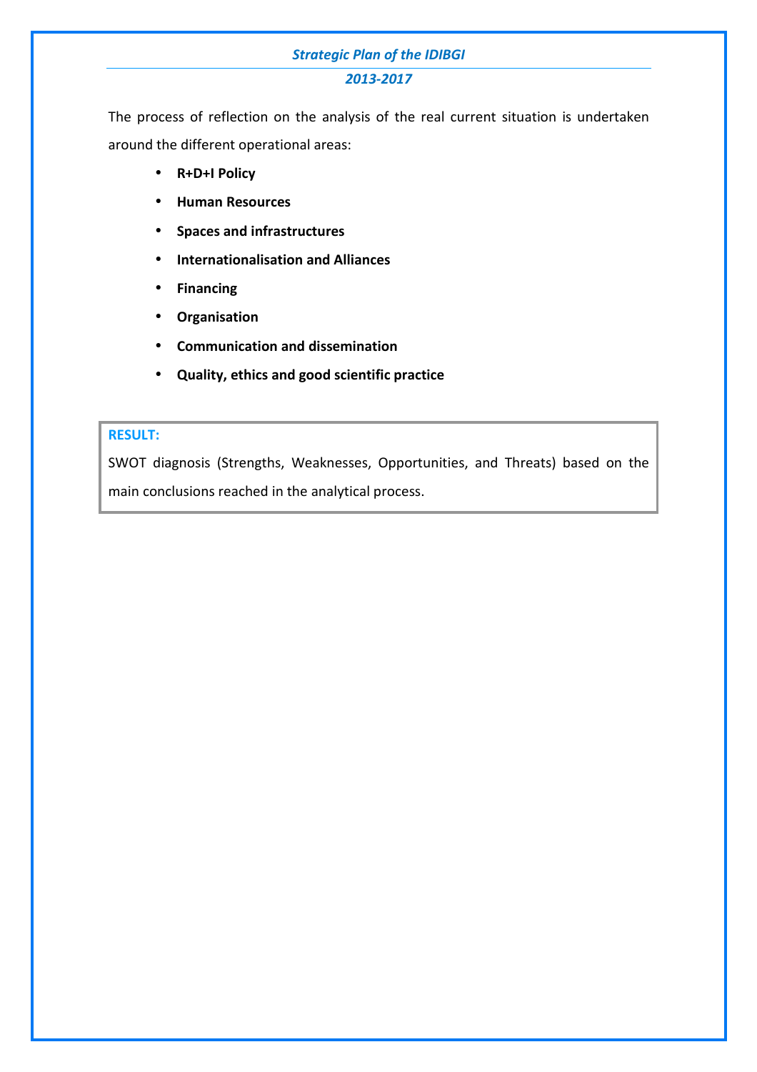The process of reflection on the analysis of the real current situation is undertaken around the different operational areas:

- **R+D+I Policy**
- **Human Resources**
- **Spaces and infrastructures**
- **Internationalisation and Alliances**
- **Financing**
- **Organisation**
- **Communication and dissemination**
- **Quality, ethics and good scientific practice**

**RESULT:**

SWOT diagnosis (Strengths, Weaknesses, Opportunities, and Threats) based on the main conclusions reached in the analytical process.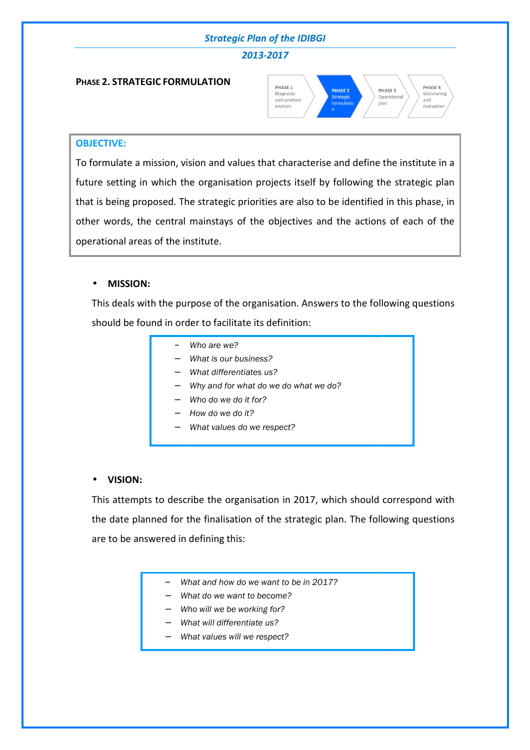## PHASE 2. STRATEGIC FORMULATION

PHASE 1
Diagnosis and position analysis

PHASE 2
Strategic formulation

PHASE 3
Operational plan

PHASE 4
Monitoring and evaluation

**OBJECTIVE:**

To formulate a mission, vision and values that characterise and define the institute in a future setting in which the organisation projects itself by following the strategic plan that is being proposed. The strategic priorities are also to be identified in this phase, in other words, the central mainstays of the objectives and the actions of each of the operational areas of the institute.

- **MISSION:**

  This deals with the purpose of the organisation. Answers to the following questions should be found in order to facilitate its definition:

  - *Who are we?*
  - *What is our business?*
  - *What differentiates us?*
  - *Why and for what do we do what we do?*
  - *Who do we do it for?*
  - *How do we do it?*
  - *What values do we respect?*

- **VISION:**

  This attempts to describe the organisation in 2017, which should correspond with the date planned for the finalisation of the strategic plan. The following questions are to be answered in defining this:

  - *What and how do we want to be in 2017?*
  - *What do we want to become?*
  - *Who will we be working for?*
  - *What will differentiate us?*
  - *What values will we respect?*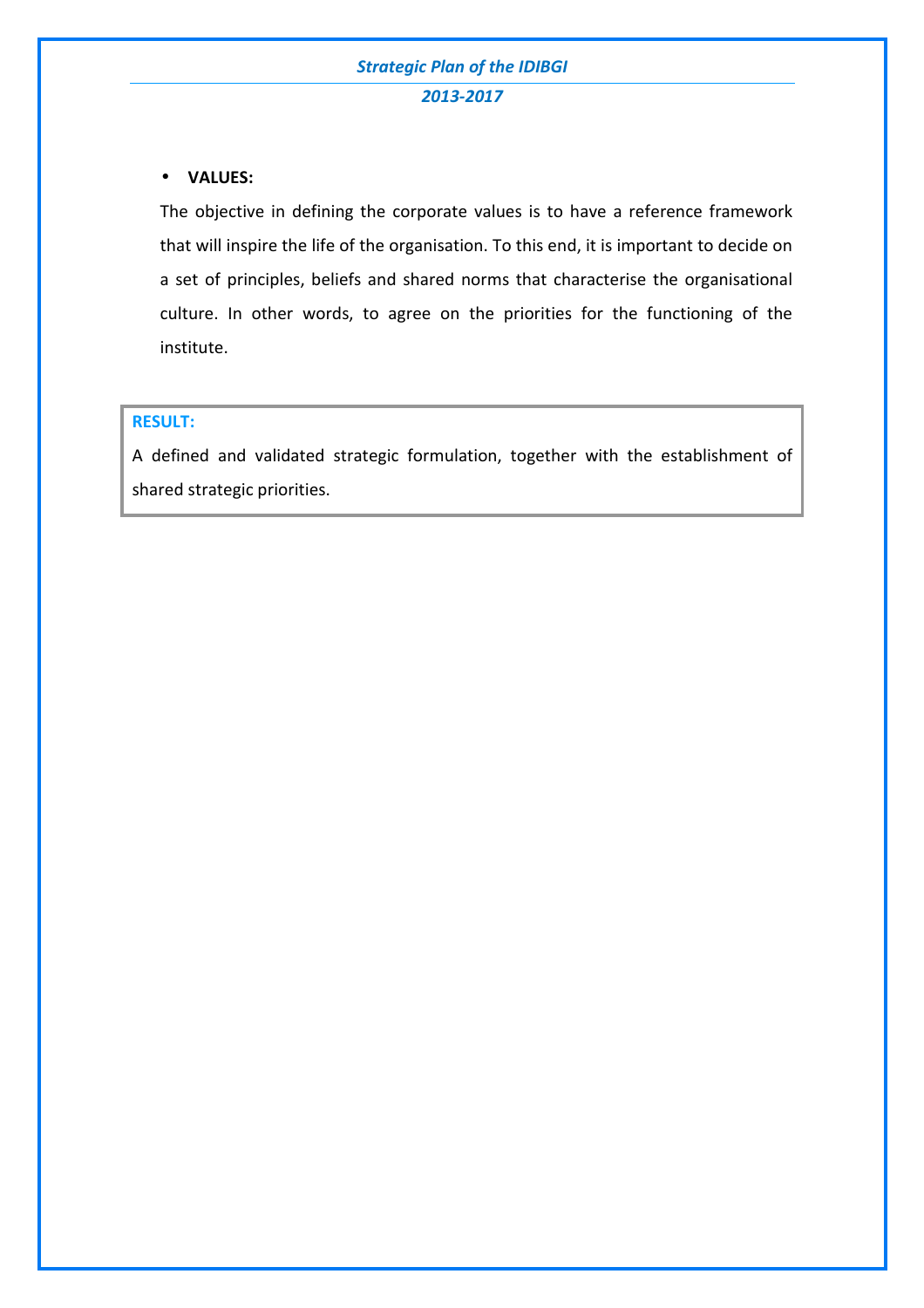- **VALUES:**

The objective in defining the corporate values is to have a reference framework that will inspire the life of the organisation. To this end, it is important to decide on a set of principles, beliefs and shared norms that characterise the organisational culture. In other words, to agree on the priorities for the functioning of the institute.

**RESULT:**

A defined and validated strategic formulation, together with the establishment of shared strategic priorities.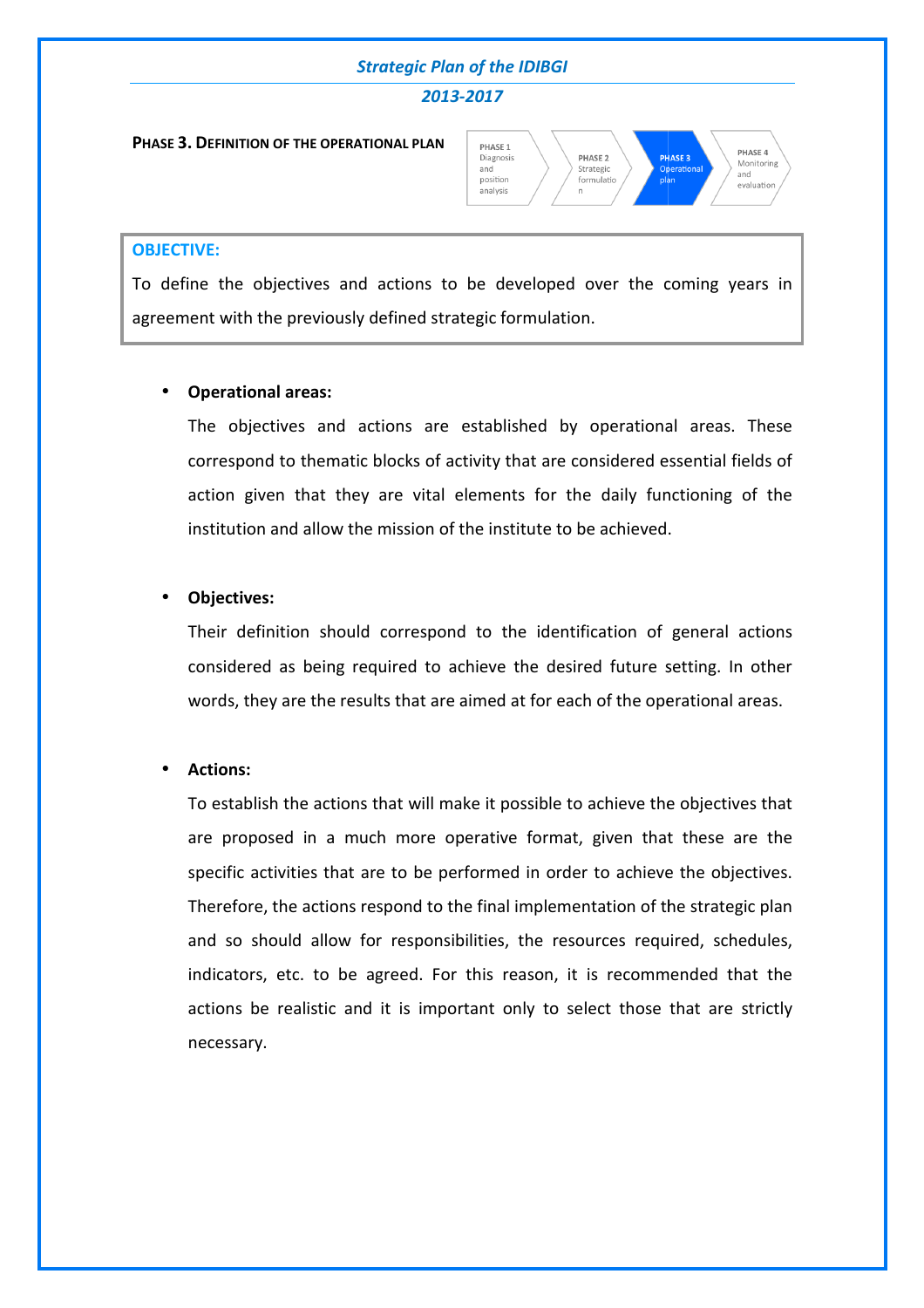## PHASE 3. DEFINITION OF THE OPERATIONAL PLAN

PHASE 1 Diagnosis and position analysis

PHASE 2 Strategic formulation

PHASE 3 Operational plan

PHASE 4 Monitoring and evaluation

**OBJECTIVE:**

To define the objectives and actions to be developed over the coming years in agreement with the previously defined strategic formulation.

- **Operational areas:**

  The objectives and actions are established by operational areas. These correspond to thematic blocks of activity that are considered essential fields of action given that they are vital elements for the daily functioning of the institution and allow the mission of the institute to be achieved.

- **Objectives:**

  Their definition should correspond to the identification of general actions considered as being required to achieve the desired future setting. In other words, they are the results that are aimed at for each of the operational areas.

- **Actions:**

  To establish the actions that will make it possible to achieve the objectives that are proposed in a much more operative format, given that these are the specific activities that are to be performed in order to achieve the objectives. Therefore, the actions respond to the final implementation of the strategic plan and so should allow for responsibilities, the resources required, schedules, indicators, etc. to be agreed. For this reason, it is recommended that the actions be realistic and it is important only to select those that are strictly necessary.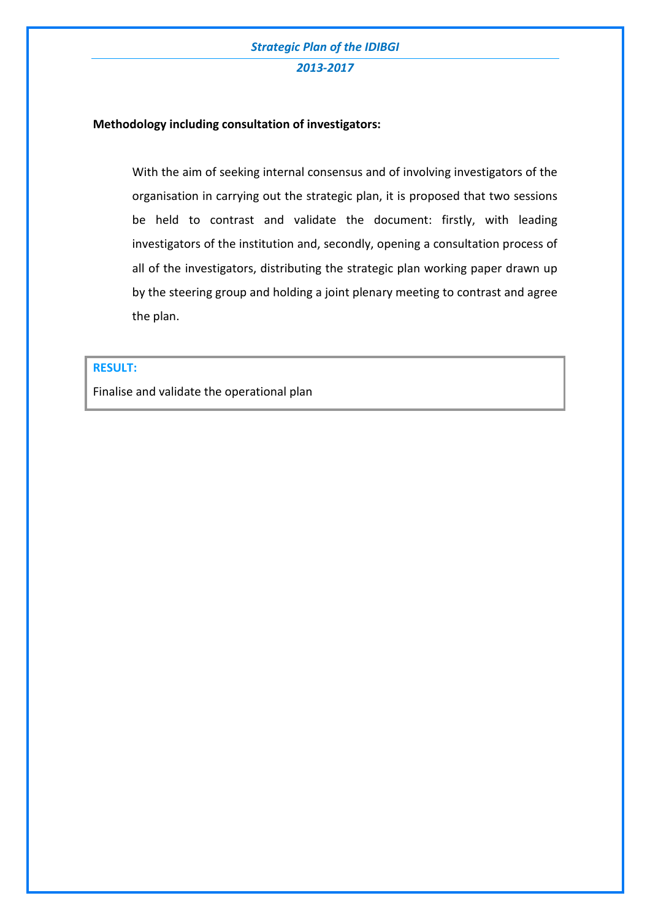**Methodology including consultation of investigators:**

With the aim of seeking internal consensus and of involving investigators of the organisation in carrying out the strategic plan, it is proposed that two sessions be held to contrast and validate the document: firstly, with leading investigators of the institution and, secondly, opening a consultation process of all of the investigators, distributing the strategic plan working paper drawn up by the steering group and holding a joint plenary meeting to contrast and agree the plan.

**RESULT:**

Finalise and validate the operational plan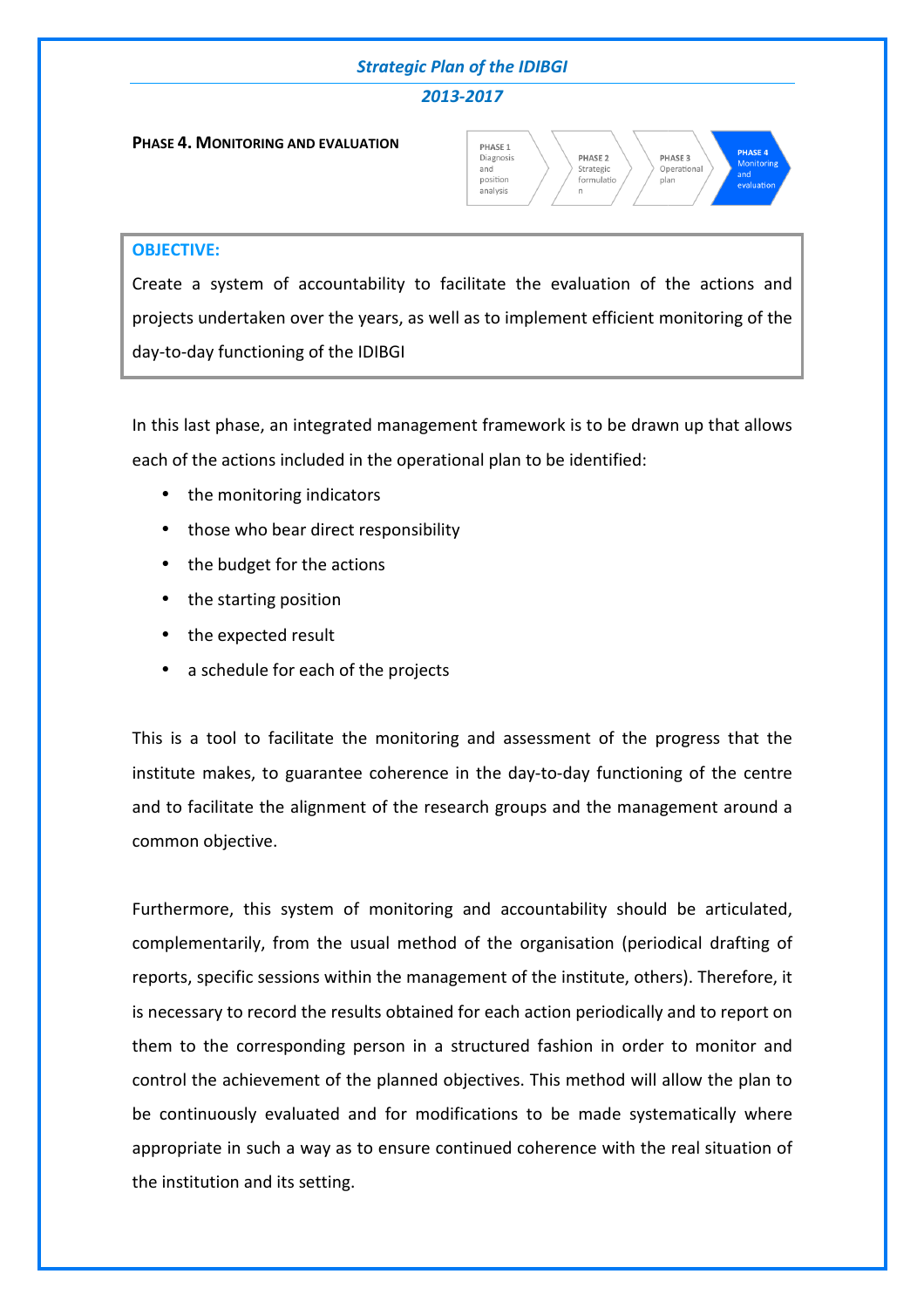## PHASE 4. MONITORING AND EVALUATION

PHASE 1 Diagnosis and position analysis
PHASE 2 Strategic formulation
PHASE 3 Operational plan
PHASE 4 Monitoring and evaluation

**OBJECTIVE:**

Create a system of accountability to facilitate the evaluation of the actions and projects undertaken over the years, as well as to implement efficient monitoring of the day-to-day functioning of the IDIBGI

In this last phase, an integrated management framework is to be drawn up that allows each of the actions included in the operational plan to be identified:

- the monitoring indicators
- those who bear direct responsibility
- the budget for the actions
- the starting position
- the expected result
- a schedule for each of the projects

This is a tool to facilitate the monitoring and assessment of the progress that the institute makes, to guarantee coherence in the day-to-day functioning of the centre and to facilitate the alignment of the research groups and the management around a common objective.

Furthermore, this system of monitoring and accountability should be articulated, complementarily, from the usual method of the organisation (periodical drafting of reports, specific sessions within the management of the institute, others). Therefore, it is necessary to record the results obtained for each action periodically and to report on them to the corresponding person in a structured fashion in order to monitor and control the achievement of the planned objectives. This method will allow the plan to be continuously evaluated and for modifications to be made systematically where appropriate in such a way as to ensure continued coherence with the real situation of the institution and its setting.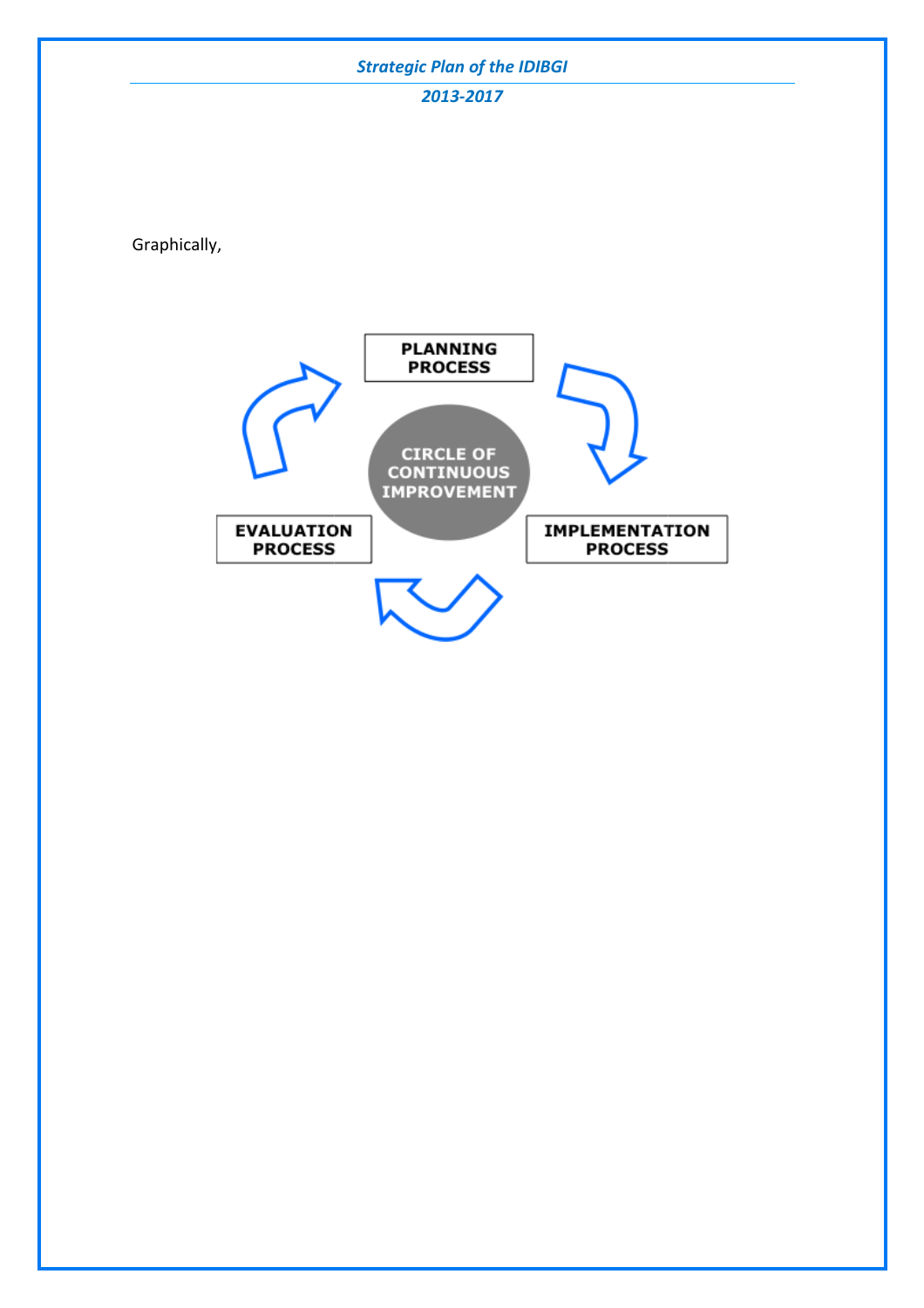Graphically,

PLANNING PROCESS

CIRCLE OF CONTINUOUS IMPROVEMENT

IMPLEMENTATION PROCESS

EVALUATION PROCESS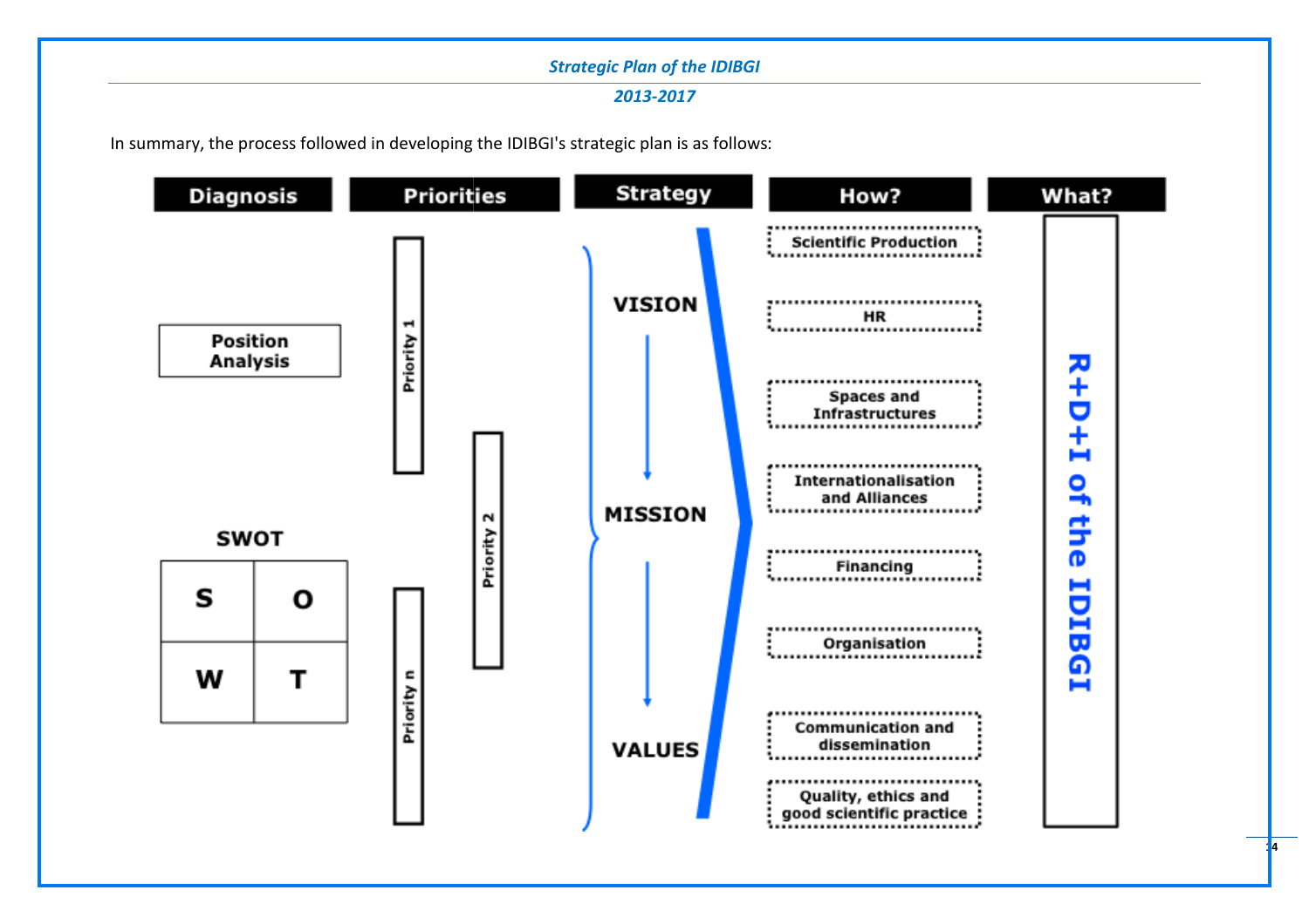In summary, the process followed in developing the IDIBGI's strategic plan is as follows:

Diagnosis

Position Analysis

SWOT

S O

W T

Priorities

Priority 1

Priority 2

Priority n

Strategy

VISION

MISSION

VALUES

How?

Scientific Production

HR

Spaces and Infrastructures

Internationalisation and Alliances

Financing

Organisation

Communication and dissemination

Quality, ethics and good scientific practice

What?

R+D+I of the IDIBGI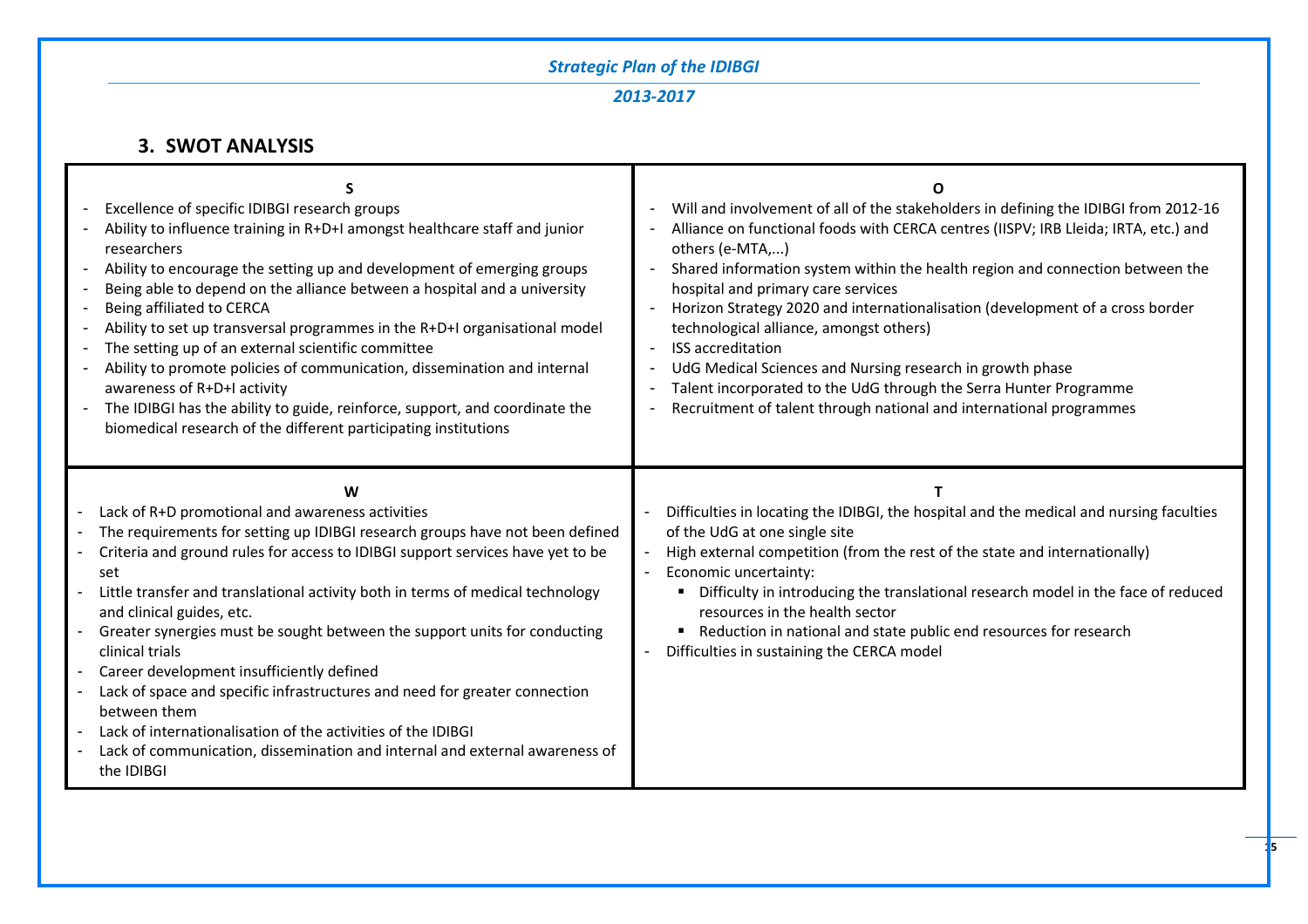## 3. SWOT ANALYSIS

| S | O |
|---|---|
| - Excellence of specific IDIBGI research groups<br>- Ability to influence training in R+D+I amongst healthcare staff and junior researchers<br>- Ability to encourage the setting up and development of emerging groups<br>- Being able to depend on the alliance between a hospital and a university<br>- Being affiliated to CERCA<br>- Ability to set up transversal programmes in the R+D+I organisational model<br>- The setting up of an external scientific committee<br>- Ability to promote policies of communication, dissemination and internal awareness of R+D+I activity<br>- The IDIBGI has the ability to guide, reinforce, support, and coordinate the biomedical research of the different participating institutions | - Will and involvement of all of the stakeholders in defining the IDIBGI from 2012-16<br>- Alliance on functional foods with CERCA centres (IISPV; IRB Lleida; IRTA, etc.) and others (e-MTA,...)<br>- Shared information system within the health region and connection between the hospital and primary care services<br>- Horizon Strategy 2020 and internationalisation (development of a cross border technological alliance, amongst others)<br>- ISS accreditation<br>- UdG Medical Sciences and Nursing research in growth phase<br>- Talent incorporated to the UdG through the Serra Hunter Programme<br>- Recruitment of talent through national and international programmes |
| **W** | **T** |
| - Lack of R+D promotional and awareness activities<br>- The requirements for setting up IDIBGI research groups have not been defined<br>- Criteria and ground rules for access to IDIBGI support services have yet to be set<br>- Little transfer and translational activity both in terms of medical technology and clinical guides, etc.<br>- Greater synergies must be sought between the support units for conducting clinical trials<br>- Career development insufficiently defined<br>- Lack of space and specific infrastructures and need for greater connection between them<br>- Lack of internationalisation of the activities of the IDIBGI<br>- Lack of communication, dissemination and internal and external awareness of the IDIBGI | - Difficulties in locating the IDIBGI, the hospital and the medical and nursing faculties of the UdG at one single site<br>- High external competition (from the rest of the state and internationally)<br>- Economic uncertainty:<br>&nbsp;&nbsp;▪ Difficulty in introducing the translational research model in the face of reduced resources in the health sector<br>&nbsp;&nbsp;▪ Reduction in national and state public end resources for research<br>- Difficulties in sustaining the CERCA model |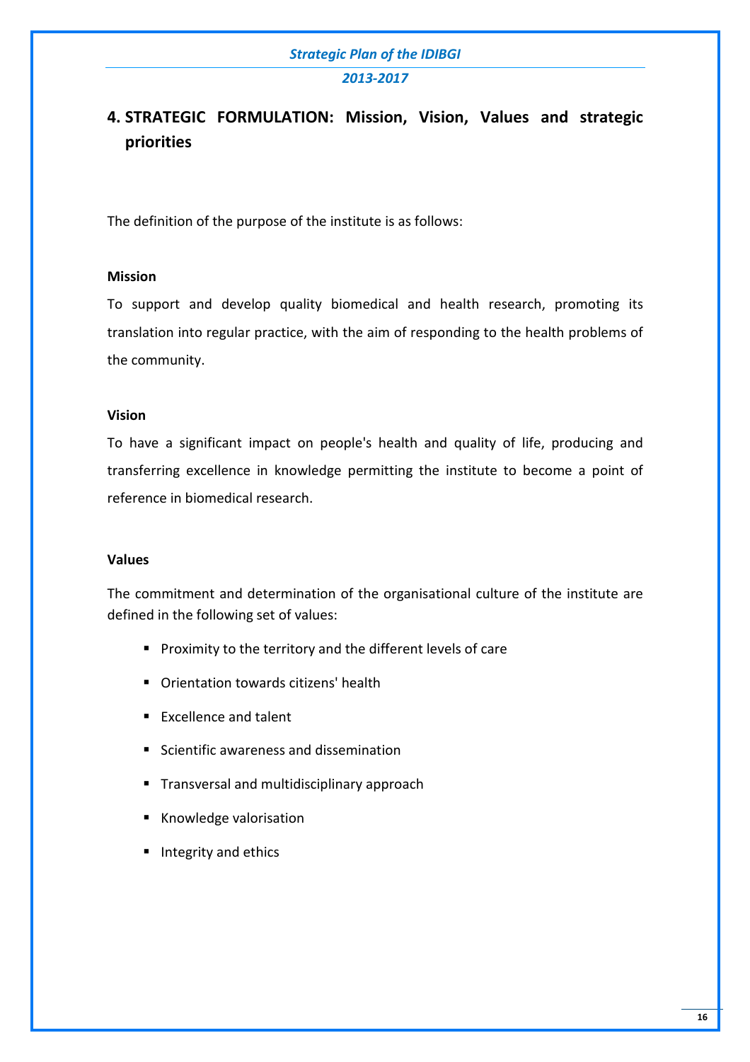# 4. STRATEGIC FORMULATION: Mission, Vision, Values and strategic priorities

The definition of the purpose of the institute is as follows:

**Mission**

To support and develop quality biomedical and health research, promoting its translation into regular practice, with the aim of responding to the health problems of the community.

**Vision**

To have a significant impact on people's health and quality of life, producing and transferring excellence in knowledge permitting the institute to become a point of reference in biomedical research.

**Values**

The commitment and determination of the organisational culture of the institute are defined in the following set of values:

- Proximity to the territory and the different levels of care
- Orientation towards citizens' health
- Excellence and talent
- Scientific awareness and dissemination
- Transversal and multidisciplinary approach
- Knowledge valorisation
- Integrity and ethics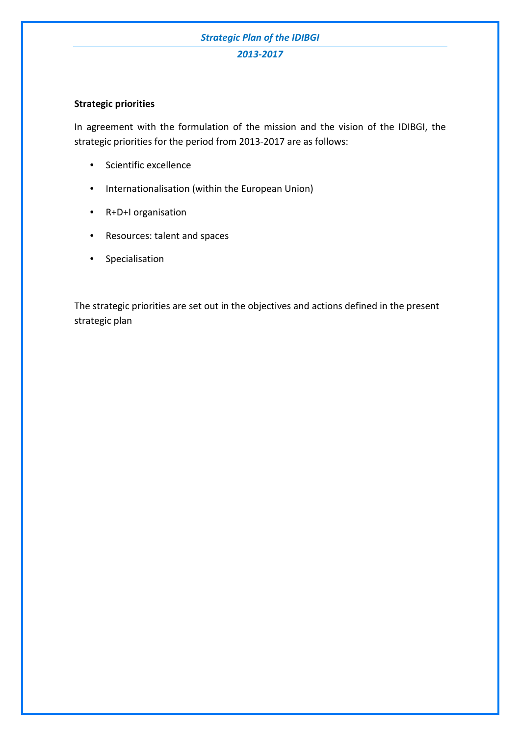**Strategic priorities**

In agreement with the formulation of the mission and the vision of the IDIBGI, the strategic priorities for the period from 2013-2017 are as follows:

- Scientific excellence
- Internationalisation (within the European Union)
- R+D+I organisation
- Resources: talent and spaces
- Specialisation

The strategic priorities are set out in the objectives and actions defined in the present strategic plan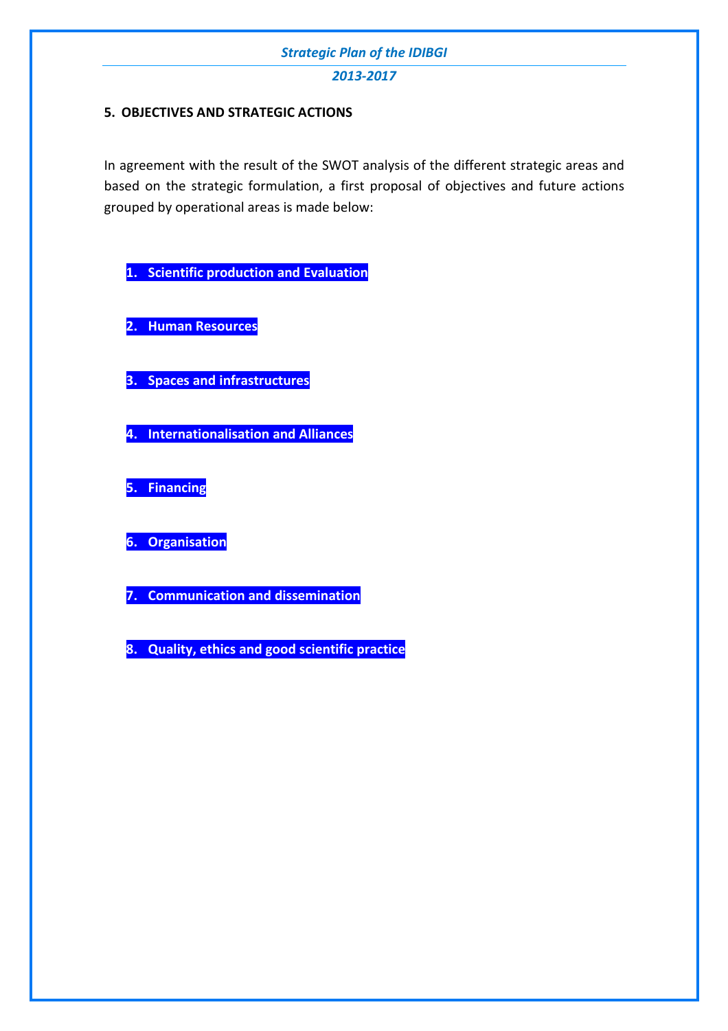## 5. OBJECTIVES AND STRATEGIC ACTIONS

In agreement with the result of the SWOT analysis of the different strategic areas and based on the strategic formulation, a first proposal of objectives and future actions grouped by operational areas is made below:

1. **Scientific production and Evaluation**

2. **Human Resources**

3. **Spaces and infrastructures**

4. **Internationalisation and Alliances**

5. **Financing**

6. **Organisation**

7. **Communication and dissemination**

8. **Quality, ethics and good scientific practice**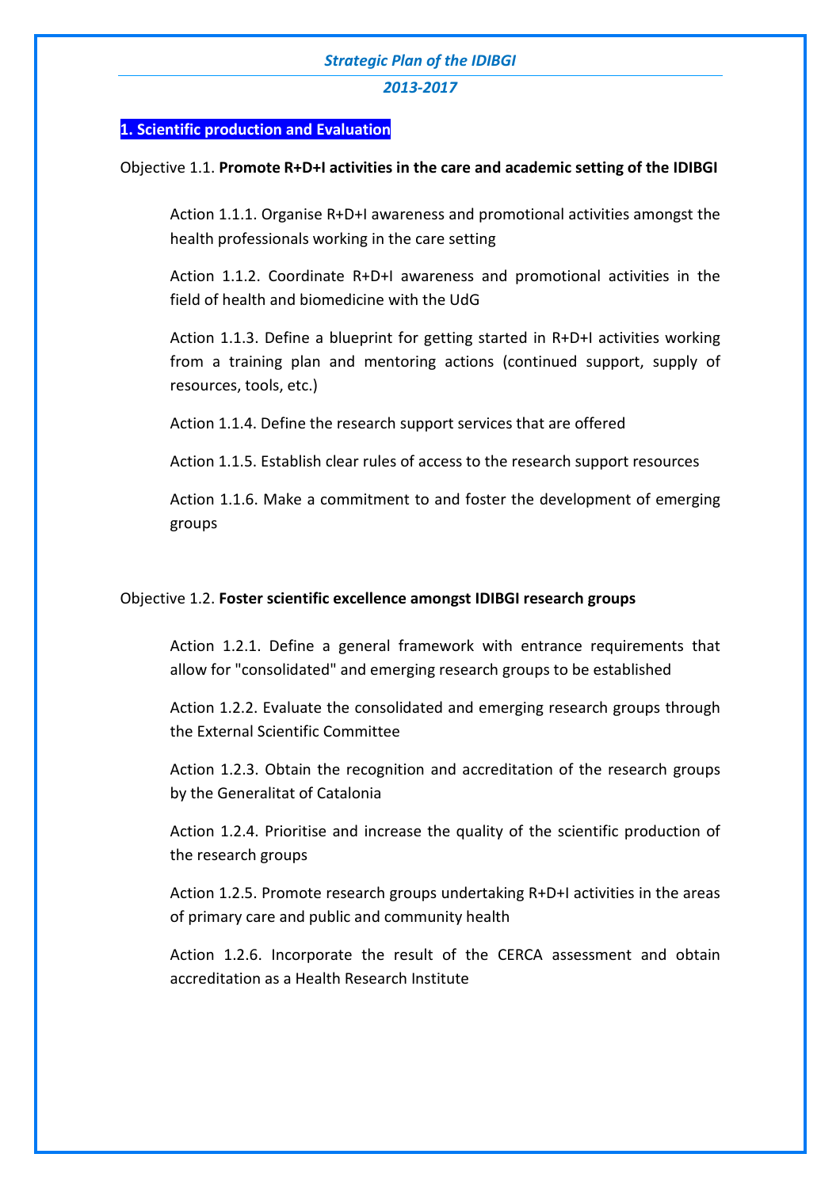*Strategic Plan of the IDIBGI*

*2013-2017*

## 1. Scientific production and Evaluation

Objective 1.1. **Promote R+D+I activities in the care and academic setting of the IDIBGI**

Action 1.1.1. Organise R+D+I awareness and promotional activities amongst the health professionals working in the care setting

Action 1.1.2. Coordinate R+D+I awareness and promotional activities in the field of health and biomedicine with the UdG

Action 1.1.3. Define a blueprint for getting started in R+D+I activities working from a training plan and mentoring actions (continued support, supply of resources, tools, etc.)

Action 1.1.4. Define the research support services that are offered

Action 1.1.5. Establish clear rules of access to the research support resources

Action 1.1.6. Make a commitment to and foster the development of emerging groups

Objective 1.2. **Foster scientific excellence amongst IDIBGI research groups**

Action 1.2.1. Define a general framework with entrance requirements that allow for "consolidated" and emerging research groups to be established

Action 1.2.2. Evaluate the consolidated and emerging research groups through the External Scientific Committee

Action 1.2.3. Obtain the recognition and accreditation of the research groups by the Generalitat of Catalonia

Action 1.2.4. Prioritise and increase the quality of the scientific production of the research groups

Action 1.2.5. Promote research groups undertaking R+D+I activities in the areas of primary care and public and community health

Action 1.2.6. Incorporate the result of the CERCA assessment and obtain accreditation as a Health Research Institute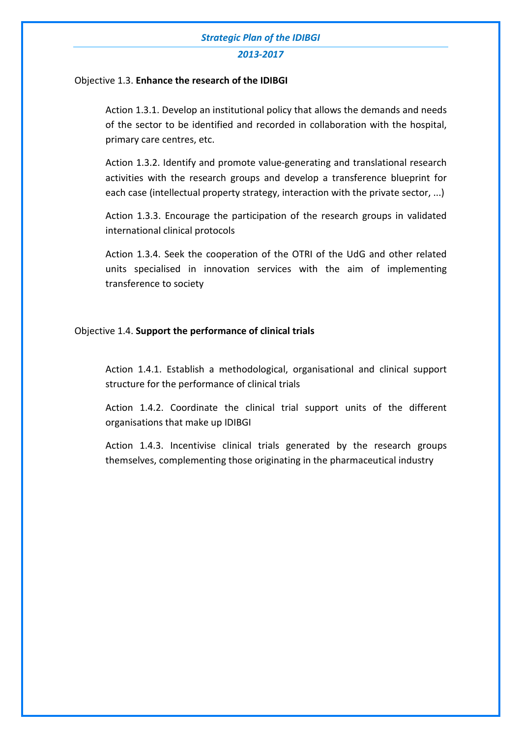Objective 1.3. **Enhance the research of the IDIBGI**

Action 1.3.1. Develop an institutional policy that allows the demands and needs of the sector to be identified and recorded in collaboration with the hospital, primary care centres, etc.

Action 1.3.2. Identify and promote value-generating and translational research activities with the research groups and develop a transference blueprint for each case (intellectual property strategy, interaction with the private sector, ...)

Action 1.3.3. Encourage the participation of the research groups in validated international clinical protocols

Action 1.3.4. Seek the cooperation of the OTRI of the UdG and other related units specialised in innovation services with the aim of implementing transference to society

Objective 1.4. **Support the performance of clinical trials**

Action 1.4.1. Establish a methodological, organisational and clinical support structure for the performance of clinical trials

Action 1.4.2. Coordinate the clinical trial support units of the different organisations that make up IDIBGI

Action 1.4.3. Incentivise clinical trials generated by the research groups themselves, complementing those originating in the pharmaceutical industry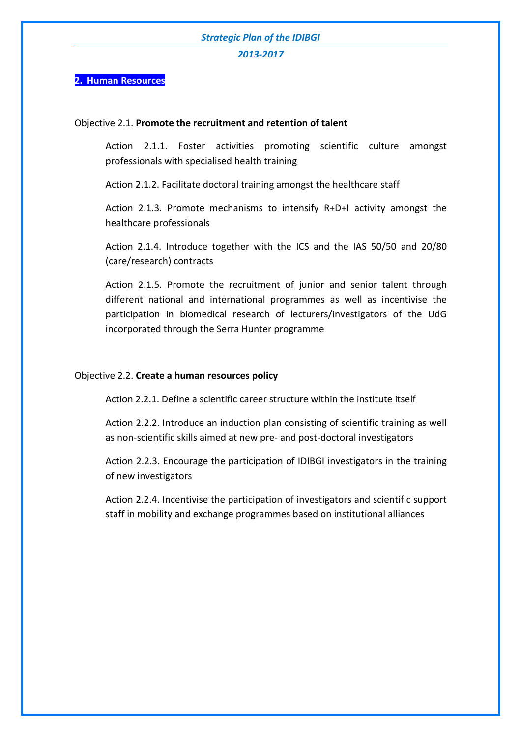## 2. Human Resources

Objective 2.1. **Promote the recruitment and retention of talent**

Action 2.1.1. Foster activities promoting scientific culture amongst professionals with specialised health training

Action 2.1.2. Facilitate doctoral training amongst the healthcare staff

Action 2.1.3. Promote mechanisms to intensify R+D+I activity amongst the healthcare professionals

Action 2.1.4. Introduce together with the ICS and the IAS 50/50 and 20/80 (care/research) contracts

Action 2.1.5. Promote the recruitment of junior and senior talent through different national and international programmes as well as incentivise the participation in biomedical research of lecturers/investigators of the UdG incorporated through the Serra Hunter programme

Objective 2.2. **Create a human resources policy**

Action 2.2.1. Define a scientific career structure within the institute itself

Action 2.2.2. Introduce an induction plan consisting of scientific training as well as non-scientific skills aimed at new pre- and post-doctoral investigators

Action 2.2.3. Encourage the participation of IDIBGI investigators in the training of new investigators

Action 2.2.4. Incentivise the participation of investigators and scientific support staff in mobility and exchange programmes based on institutional alliances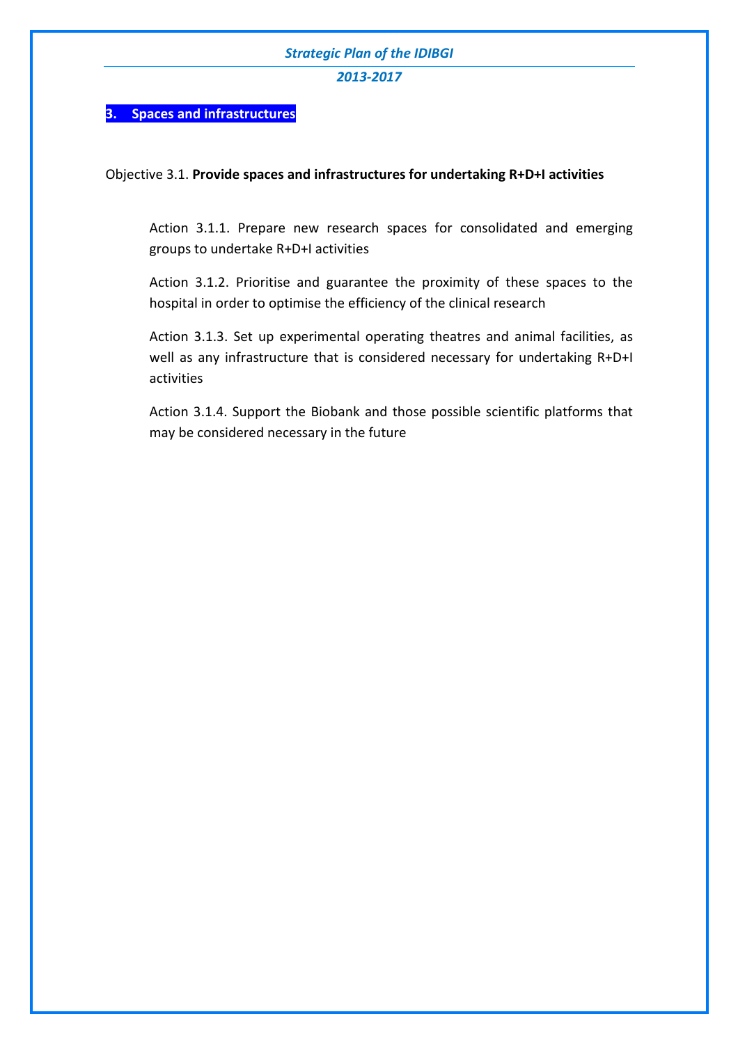## 3. Spaces and infrastructures

Objective 3.1. **Provide spaces and infrastructures for undertaking R+D+I activities**

Action 3.1.1. Prepare new research spaces for consolidated and emerging groups to undertake R+D+I activities

Action 3.1.2. Prioritise and guarantee the proximity of these spaces to the hospital in order to optimise the efficiency of the clinical research

Action 3.1.3. Set up experimental operating theatres and animal facilities, as well as any infrastructure that is considered necessary for undertaking R+D+I activities

Action 3.1.4. Support the Biobank and those possible scientific platforms that may be considered necessary in the future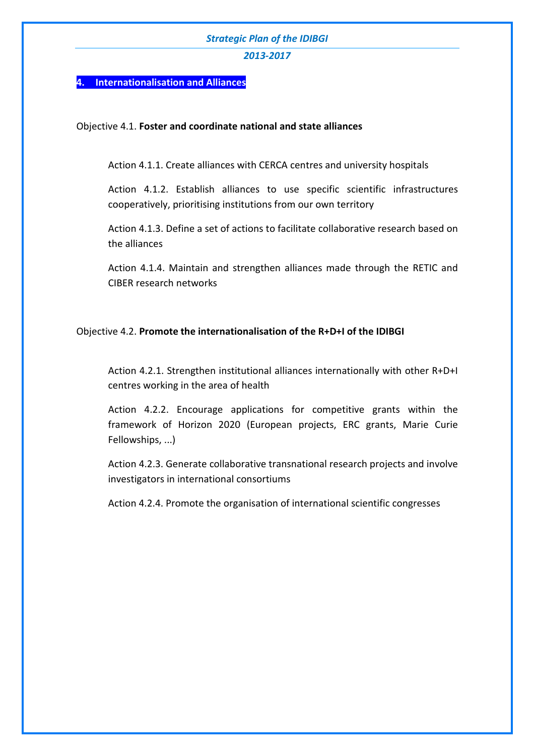## 4. Internationalisation and Alliances

Objective 4.1. **Foster and coordinate national and state alliances**

Action 4.1.1. Create alliances with CERCA centres and university hospitals

Action 4.1.2. Establish alliances to use specific scientific infrastructures cooperatively, prioritising institutions from our own territory

Action 4.1.3. Define a set of actions to facilitate collaborative research based on the alliances

Action 4.1.4. Maintain and strengthen alliances made through the RETIC and CIBER research networks

Objective 4.2. **Promote the internationalisation of the R+D+I of the IDIBGI**

Action 4.2.1. Strengthen institutional alliances internationally with other R+D+I centres working in the area of health

Action 4.2.2. Encourage applications for competitive grants within the framework of Horizon 2020 (European projects, ERC grants, Marie Curie Fellowships, ...)

Action 4.2.3. Generate collaborative transnational research projects and involve investigators in international consortiums

Action 4.2.4. Promote the organisation of international scientific congresses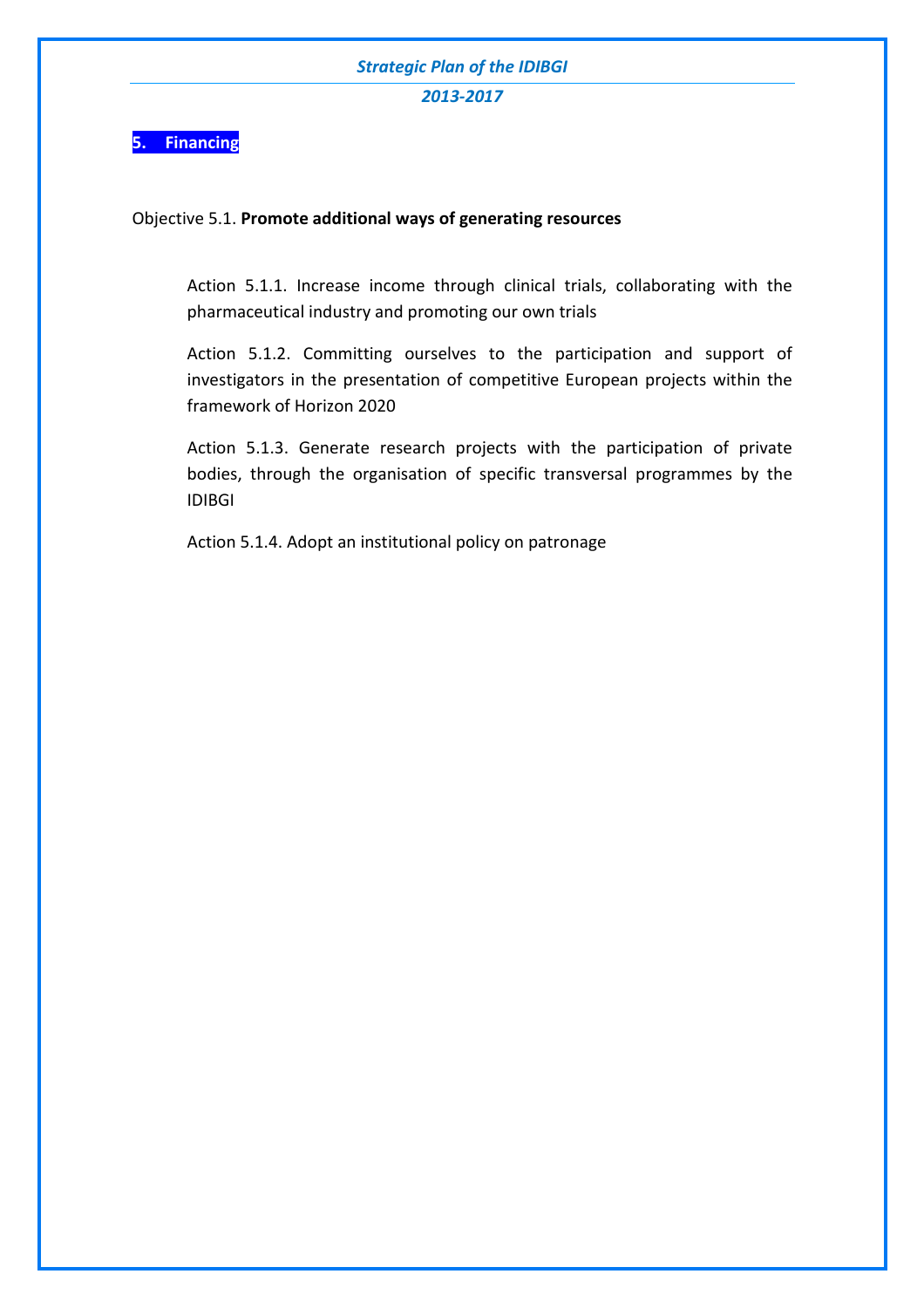## 5. Financing

Objective 5.1. **Promote additional ways of generating resources**

Action 5.1.1. Increase income through clinical trials, collaborating with the pharmaceutical industry and promoting our own trials

Action 5.1.2. Committing ourselves to the participation and support of investigators in the presentation of competitive European projects within the framework of Horizon 2020

Action 5.1.3. Generate research projects with the participation of private bodies, through the organisation of specific transversal programmes by the IDIBGI

Action 5.1.4. Adopt an institutional policy on patronage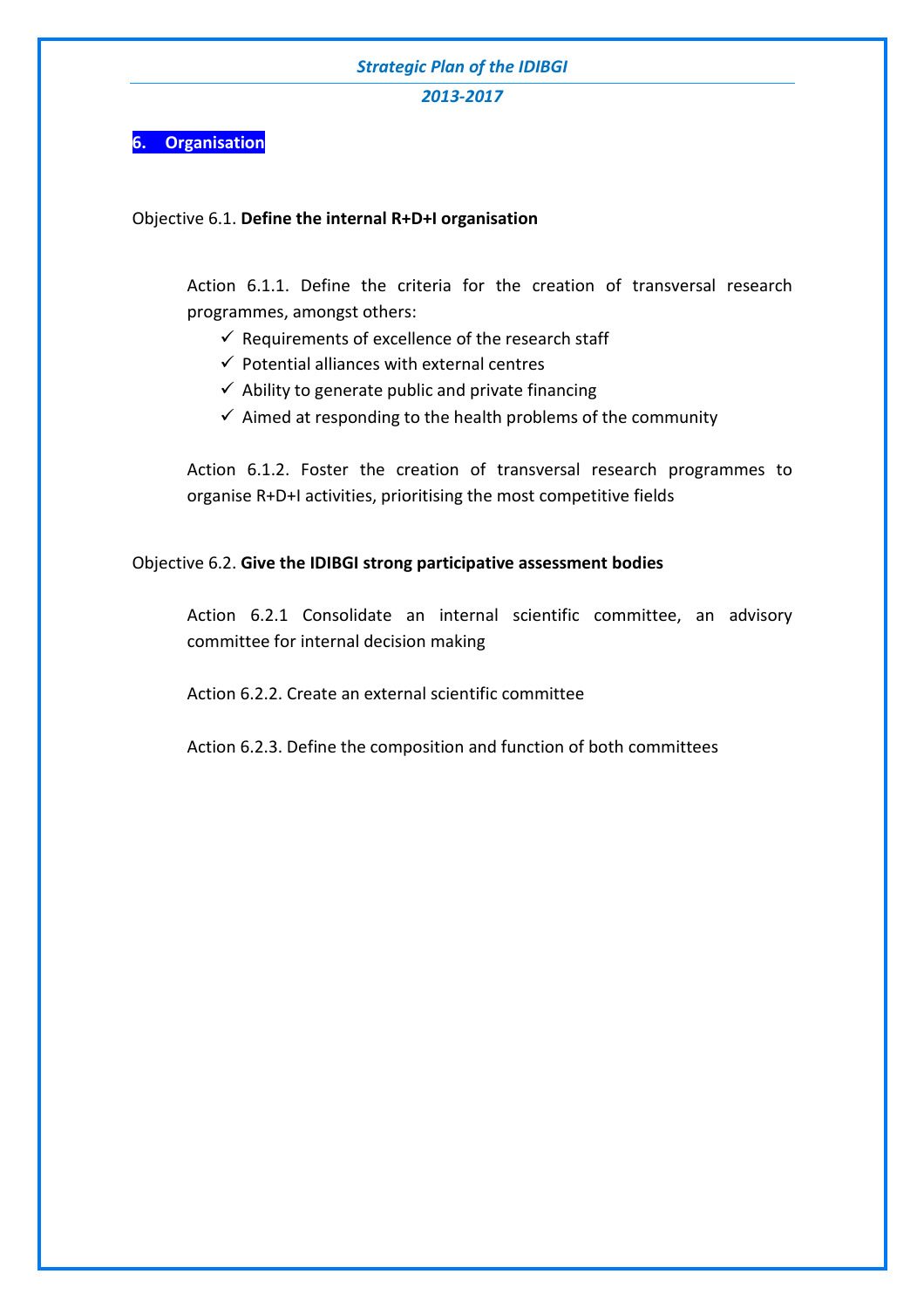## 6. Organisation

Objective 6.1. **Define the internal R+D+I organisation**

Action 6.1.1. Define the criteria for the creation of transversal research programmes, amongst others:

- ✓ Requirements of excellence of the research staff
- ✓ Potential alliances with external centres
- ✓ Ability to generate public and private financing
- ✓ Aimed at responding to the health problems of the community

Action 6.1.2. Foster the creation of transversal research programmes to organise R+D+I activities, prioritising the most competitive fields

Objective 6.2. **Give the IDIBGI strong participative assessment bodies**

Action 6.2.1 Consolidate an internal scientific committee, an advisory committee for internal decision making

Action 6.2.2. Create an external scientific committee

Action 6.2.3. Define the composition and function of both committees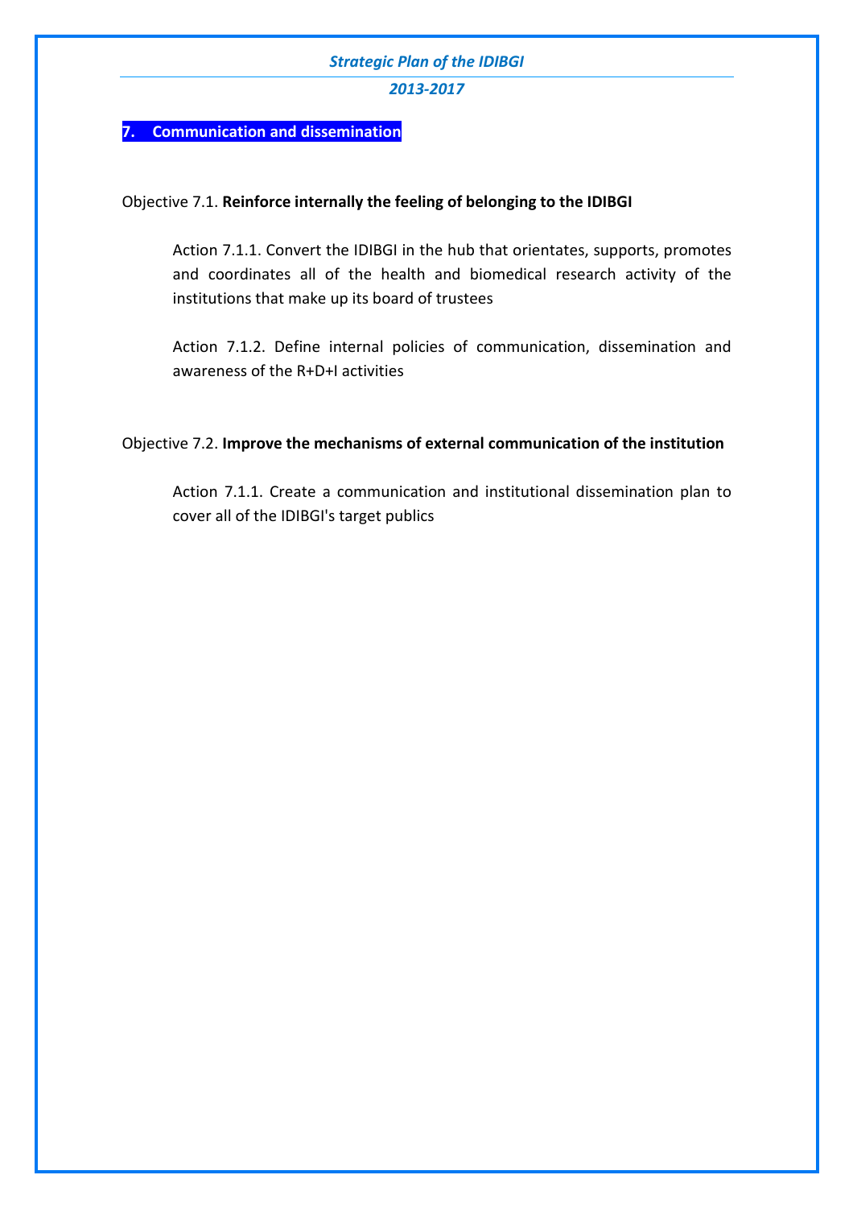## 7. Communication and dissemination

Objective 7.1. **Reinforce internally the feeling of belonging to the IDIBGI**

> Action 7.1.1. Convert the IDIBGI in the hub that orientates, supports, promotes and coordinates all of the health and biomedical research activity of the institutions that make up its board of trustees
>
> Action 7.1.2. Define internal policies of communication, dissemination and awareness of the R+D+I activities

Objective 7.2. **Improve the mechanisms of external communication of the institution**

> Action 7.1.1. Create a communication and institutional dissemination plan to cover all of the IDIBGI's target publics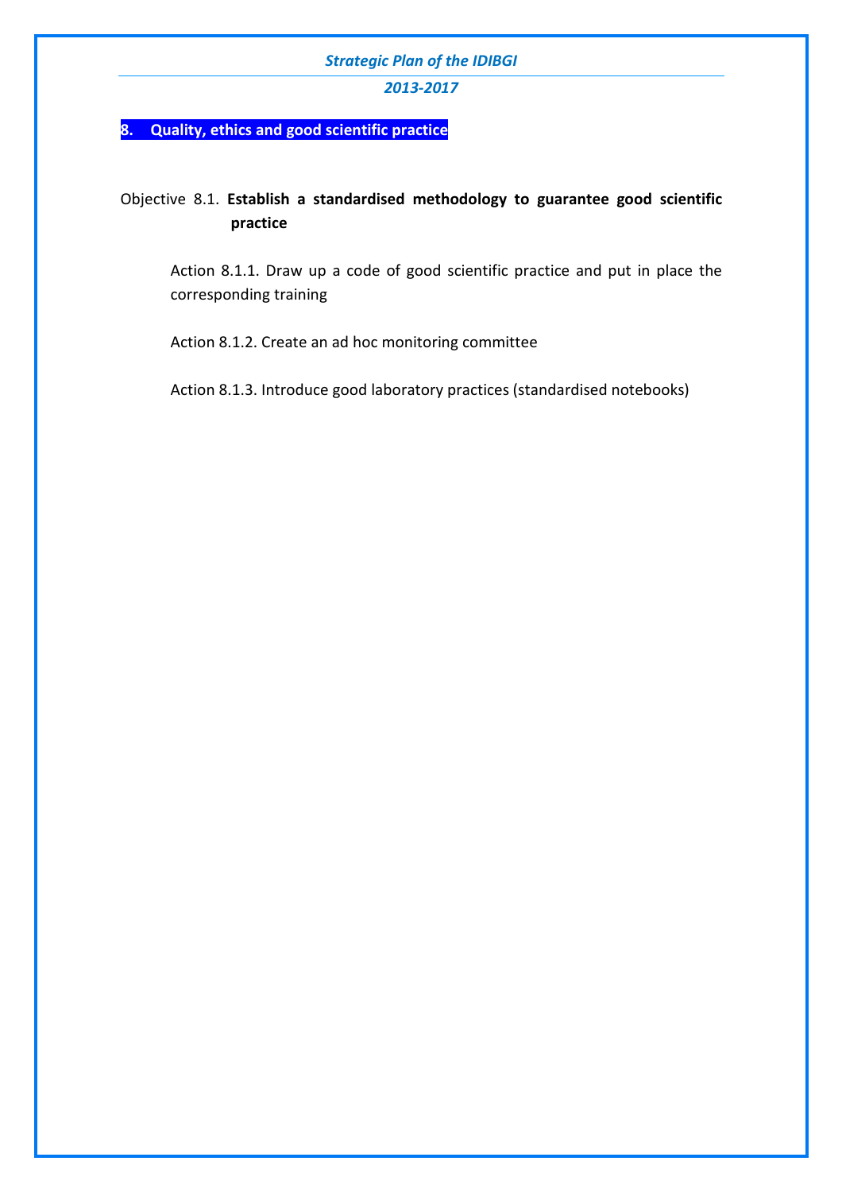## 8. Quality, ethics and good scientific practice

Objective 8.1. **Establish a standardised methodology to guarantee good scientific practice**

Action 8.1.1. Draw up a code of good scientific practice and put in place the corresponding training

Action 8.1.2. Create an ad hoc monitoring committee

Action 8.1.3. Introduce good laboratory practices (standardised notebooks)